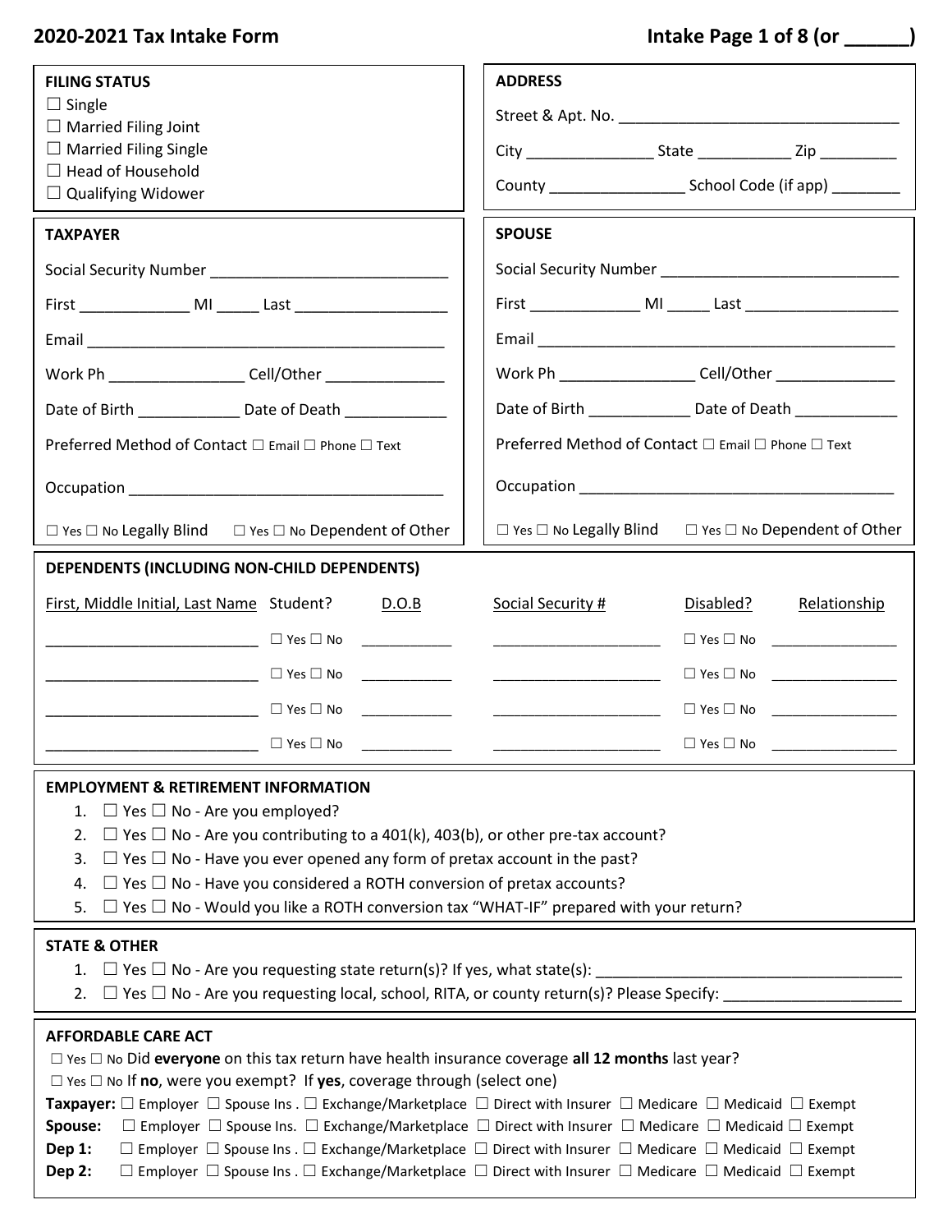# 2020-2021 Tax Intake Form

**Intake Page 1 of 8 (or ______)**

### FILING STATUS

☐ Single
☐ Married Filing Joint
☐ Married Filing Single
☐ Head of Household
☐ Qualifying Widower

### ADDRESS

Street & Apt. No. ________________________________

City _______________ State ___________ Zip _________

County ________________ School Code (if app) ________

### TAXPAYER

Social Security Number ____________________________

First _____________ MI _____ Last __________________

Email ___________________________________________

Work Ph ________________ Cell/Other ______________

Date of Birth ____________ Date of Death ____________

Preferred Method of Contact ☐ Email ☐ Phone ☐ Text

Occupation ____________________________________

☐ Yes ☐ No Legally Blind ☐ Yes ☐ No Dependent of Other

### SPOUSE

Social Security Number ____________________________

First _____________ MI _____ Last __________________

Email ___________________________________________

Work Ph ________________ Cell/Other ______________

Date of Birth ____________ Date of Death ____________

Preferred Method of Contact ☐ Email ☐ Phone ☐ Text

Occupation ____________________________________

☐ Yes ☐ No Legally Blind ☐ Yes ☐ No Dependent of Other

### DEPENDENTS (INCLUDING NON-CHILD DEPENDENTS)

| First, Middle Initial, Last Name | Student? | D.O.B | Social Security # | Disabled? | Relationship |
|---|---|---|---|---|---|
| ____________________ | ☐ Yes ☐ No | __________ | __________________ | ☐ Yes ☐ No | ______________ |
| ____________________ | ☐ Yes ☐ No | __________ | __________________ | ☐ Yes ☐ No | ______________ |
| ____________________ | ☐ Yes ☐ No | __________ | __________________ | ☐ Yes ☐ No | ______________ |
| ____________________ | ☐ Yes ☐ No | __________ | __________________ | ☐ Yes ☐ No | ______________ |

### EMPLOYMENT & RETIREMENT INFORMATION

1. ☐ Yes ☐ No - Are you employed?
2. ☐ Yes ☐ No - Are you contributing to a 401(k), 403(b), or other pre-tax account?
3. ☐ Yes ☐ No - Have you ever opened any form of pretax account in the past?
4. ☐ Yes ☐ No - Have you considered a ROTH conversion of pretax accounts?
5. ☐ Yes ☐ No - Would you like a ROTH conversion tax "WHAT-IF" prepared with your return?

### STATE & OTHER

1. ☐ Yes ☐ No - Are you requesting state return(s)? If yes, what state(s): ________________________________
2. ☐ Yes ☐ No - Are you requesting local, school, RITA, or county return(s)? Please Specify: ____________________

### AFFORDABLE CARE ACT

☐ Yes ☐ No Did **everyone** on this tax return have health insurance coverage **all 12 months** last year?
☐ Yes ☐ No If **no**, were you exempt? If **yes**, coverage through (select one)

**Taxpayer:** ☐ Employer ☐ Spouse Ins . ☐ Exchange/Marketplace ☐ Direct with Insurer ☐ Medicare ☐ Medicaid ☐ Exempt
**Spouse:** ☐ Employer ☐ Spouse Ins. ☐ Exchange/Marketplace ☐ Direct with Insurer ☐ Medicare ☐ Medicaid ☐ Exempt
**Dep 1:** ☐ Employer ☐ Spouse Ins . ☐ Exchange/Marketplace ☐ Direct with Insurer ☐ Medicare ☐ Medicaid ☐ Exempt
**Dep 2:** ☐ Employer ☐ Spouse Ins . ☐ Exchange/Marketplace ☐ Direct with Insurer ☐ Medicare ☐ Medicaid ☐ Exempt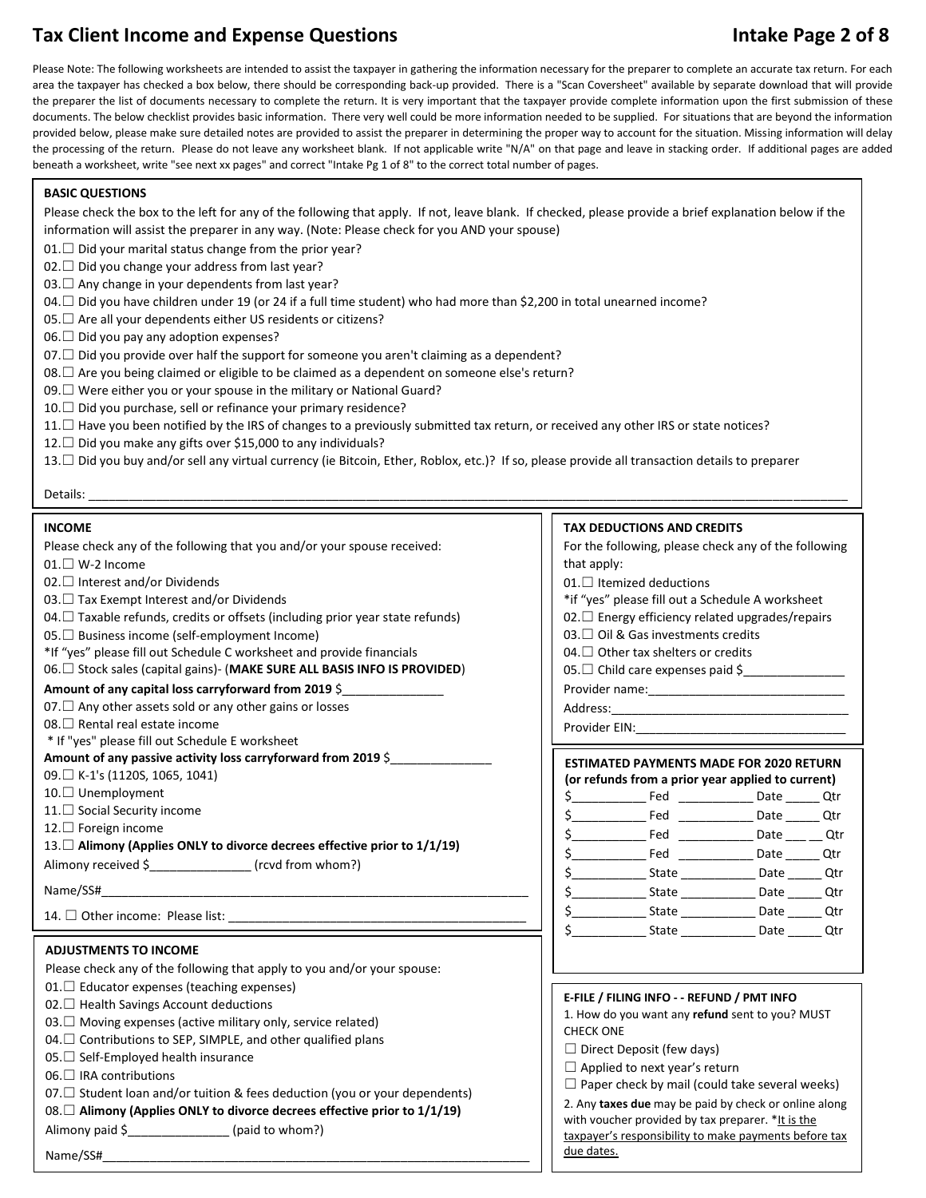# Tax Client Income and Expense Questions

Intake Page 2 of 8

Please Note: The following worksheets are intended to assist the taxpayer in gathering the information necessary for the preparer to complete an accurate tax return. For each area the taxpayer has checked a box below, there should be corresponding back-up provided. There is a "Scan Coversheet" available by separate download that will provide the preparer the list of documents necessary to complete the return. It is very important that the taxpayer provide complete information upon the first submission of these documents. The below checklist provides basic information. There very well could be more information needed to be supplied. For situations that are beyond the information provided below, please make sure detailed notes are provided to assist the preparer in determining the proper way to account for the situation. Missing information will delay the processing of the return. Please do not leave any worksheet blank. If not applicable write "N/A" on that page and leave in stacking order. If additional pages are added beneath a worksheet, write "see next xx pages" and correct "Intake Pg 1 of 8" to the correct total number of pages.

## BASIC QUESTIONS

Please check the box to the left for any of the following that apply. If not, leave blank. If checked, please provide a brief explanation below if the information will assist the preparer in any way. (Note: Please check for you AND your spouse)

01.☐ Did your marital status change from the prior year?
02.☐ Did you change your address from last year?
03.☐ Any change in your dependents from last year?
04.☐ Did you have children under 19 (or 24 if a full time student) who had more than $2,200 in total unearned income?
05.☐ Are all your dependents either US residents or citizens?
06.☐ Did you pay any adoption expenses?
07.☐ Did you provide over half the support for someone you aren't claiming as a dependent?
08.☐ Are you being claimed or eligible to be claimed as a dependent on someone else's return?
09.☐ Were either you or your spouse in the military or National Guard?
10.☐ Did you purchase, sell or refinance your primary residence?
11.☐ Have you been notified by the IRS of changes to a previously submitted tax return, or received any other IRS or state notices?
12.☐ Did you make any gifts over $15,000 to any individuals?
13.☐ Did you buy and/or sell any virtual currency (ie Bitcoin, Ether, Roblox, etc.)? If so, please provide all transaction details to preparer

Details: ____________________________________________________________

## INCOME

Please check any of the following that you and/or your spouse received:

01.☐ W-2 Income
02.☐ Interest and/or Dividends
03.☐ Tax Exempt Interest and/or Dividends
04.☐ Taxable refunds, credits or offsets (including prior year state refunds)
05.☐ Business income (self-employment Income)
*If "yes" please fill out Schedule C worksheet and provide financials
06.☐ Stock sales (capital gains)- (**MAKE SURE ALL BASIS INFO IS PROVIDED**)
**Amount of any capital loss carryforward from 2019** $______________
07.☐ Any other assets sold or any other gains or losses
08.☐ Rental real estate income
* If "yes" please fill out Schedule E worksheet
**Amount of any passive activity loss carryforward from 2019** $______________
09.☐ K-1's (1120S, 1065, 1041)
10.☐ Unemployment
11.☐ Social Security income
12.☐ Foreign income
13.☐ **Alimony (Applies ONLY to divorce decrees effective prior to 1/1/19)**
Alimony received $______________ (rcvd from whom?)
Name/SS#______________________________________________
14. ☐ Other income: Please list: ______________________________

## ADJUSTMENTS TO INCOME

Please check any of the following that apply to you and/or your spouse:

01.☐ Educator expenses (teaching expenses)
02.☐ Health Savings Account deductions
03.☐ Moving expenses (active military only, service related)
04.☐ Contributions to SEP, SIMPLE, and other qualified plans
05.☐ Self-Employed health insurance
06.☐ IRA contributions
07.☐ Student loan and/or tuition & fees deduction (you or your dependents)
08.☐ **Alimony (Applies ONLY to divorce decrees effective prior to 1/1/19)**
Alimony paid $______________ (paid to whom?)
Name/SS#______________________________________________

## TAX DEDUCTIONS AND CREDITS

For the following, please check any of the following that apply:

01.☐ Itemized deductions
*if "yes" please fill out a Schedule A worksheet
02.☐ Energy efficiency related upgrades/repairs
03.☐ Oil & Gas investments credits
04.☐ Other tax shelters or credits
05.☐ Child care expenses paid $______________
Provider name:______________________________
Address:___________________________________
Provider EIN:______________________________

## ESTIMATED PAYMENTS MADE FOR 2020 RETURN
**(or refunds from a prior year applied to current)**

$__________ Fed __________ Date _____ Qtr
$__________ Fed __________ Date _____ Qtr
$__________ Fed __________ Date _____ Qtr
$__________ Fed __________ Date _____ Qtr
$__________ State __________ Date _____ Qtr
$__________ State __________ Date _____ Qtr
$__________ State __________ Date _____ Qtr
$__________ State __________ Date _____ Qtr

## E-FILE / FILING INFO - - REFUND / PMT INFO

1. How do you want any **refund** sent to you? MUST CHECK ONE

☐ Direct Deposit (few days)
☐ Applied to next year's return
☐ Paper check by mail (could take several weeks)

2. Any **taxes due** may be paid by check or online along with voucher provided by tax preparer. *It is the taxpayer's responsibility to make payments before tax due dates.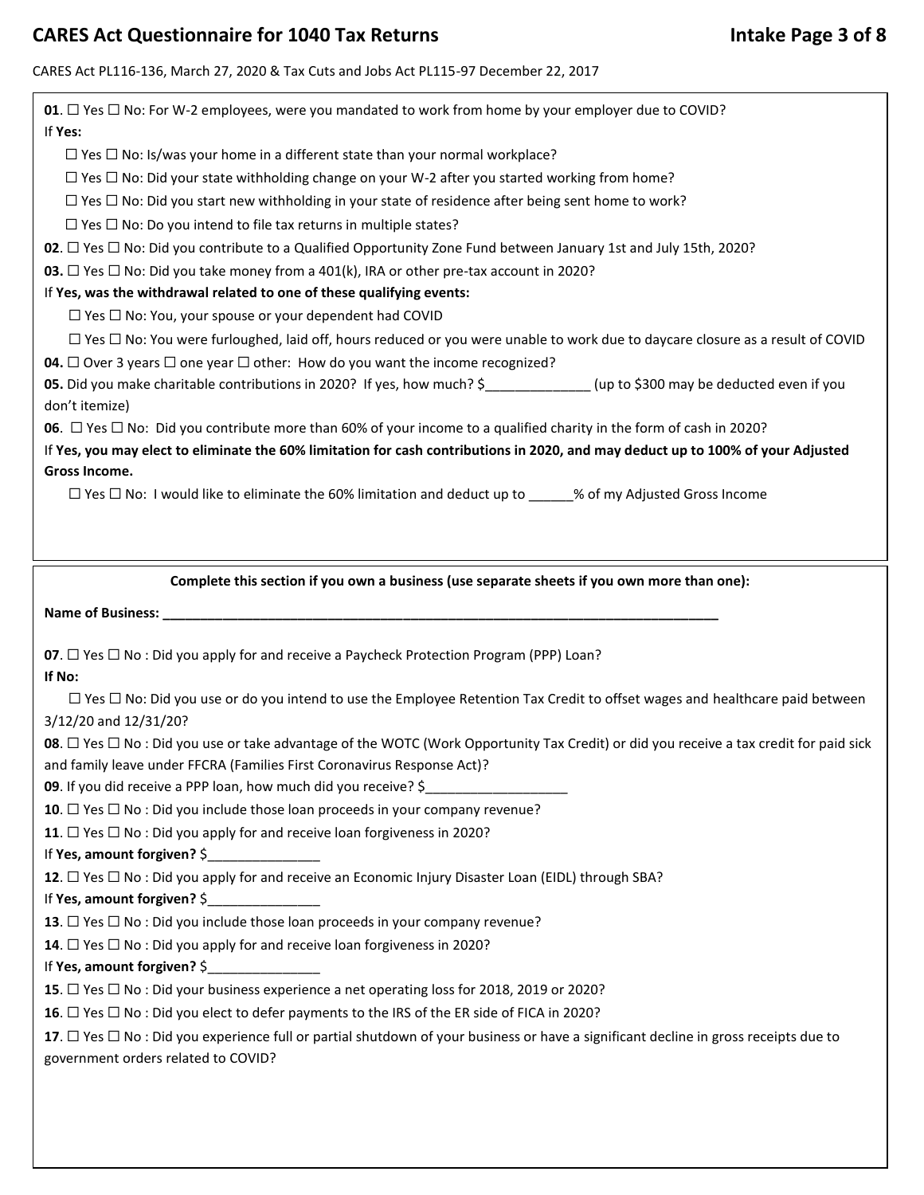# CARES Act Questionnaire for 1040 Tax Returns

CARES Act PL116-136, March 27, 2020 & Tax Cuts and Jobs Act PL115-97 December 22, 2017

**01**. ☐ Yes ☐ No: For W-2 employees, were you mandated to work from home by your employer due to COVID?

If **Yes:**

- ☐ Yes ☐ No: Is/was your home in a different state than your normal workplace?
- ☐ Yes ☐ No: Did your state withholding change on your W-2 after you started working from home?
- ☐ Yes ☐ No: Did you start new withholding in your state of residence after being sent home to work?
- ☐ Yes ☐ No: Do you intend to file tax returns in multiple states?

**02**. ☐ Yes ☐ No: Did you contribute to a Qualified Opportunity Zone Fund between January 1st and July 15th, 2020?

**03.** ☐ Yes ☐ No: Did you take money from a 401(k), IRA or other pre-tax account in 2020?

If **Yes, was the withdrawal related to one of these qualifying events:**

- ☐ Yes ☐ No: You, your spouse or your dependent had COVID
- ☐ Yes ☐ No: You were furloughed, laid off, hours reduced or you were unable to work due to daycare closure as a result of COVID

**04.** ☐ Over 3 years ☐ one year ☐ other: How do you want the income recognized?

**05.** Did you make charitable contributions in 2020? If yes, how much? $______________ (up to $300 may be deducted even if you don't itemize)

**06**. ☐ Yes ☐ No: Did you contribute more than 60% of your income to a qualified charity in the form of cash in 2020?

If **Yes, you may elect to eliminate the 60% limitation for cash contributions in 2020, and may deduct up to 100% of your Adjusted Gross Income.**

- ☐ Yes ☐ No: I would like to eliminate the 60% limitation and deduct up to ______% of my Adjusted Gross Income

**Complete this section if you own a business (use separate sheets if you own more than one):**

**Name of Business: ______________________________________________________________________________**

**07**. ☐ Yes ☐ No : Did you apply for and receive a Paycheck Protection Program (PPP) Loan?

**If No:**

- ☐ Yes ☐ No: Did you use or do you intend to use the Employee Retention Tax Credit to offset wages and healthcare paid between 3/12/20 and 12/31/20?

**08**. ☐ Yes ☐ No : Did you use or take advantage of the WOTC (Work Opportunity Tax Credit) or did you receive a tax credit for paid sick and family leave under FFCRA (Families First Coronavirus Response Act)?

**09**. If you did receive a PPP loan, how much did you receive? $___________________

**10**. ☐ Yes ☐ No : Did you include those loan proceeds in your company revenue?

**11**. ☐ Yes ☐ No : Did you apply for and receive loan forgiveness in 2020?

If **Yes, amount forgiven?** $_______________

**12**. ☐ Yes ☐ No : Did you apply for and receive an Economic Injury Disaster Loan (EIDL) through SBA?

If **Yes, amount forgiven?** $_______________

**13**. ☐ Yes ☐ No : Did you include those loan proceeds in your company revenue?

**14**. ☐ Yes ☐ No : Did you apply for and receive loan forgiveness in 2020?

If **Yes, amount forgiven?** $_______________

**15**. ☐ Yes ☐ No : Did your business experience a net operating loss for 2018, 2019 or 2020?

**16**. ☐ Yes ☐ No : Did you elect to defer payments to the IRS of the ER side of FICA in 2020?

**17**. ☐ Yes ☐ No : Did you experience full or partial shutdown of your business or have a significant decline in gross receipts due to government orders related to COVID?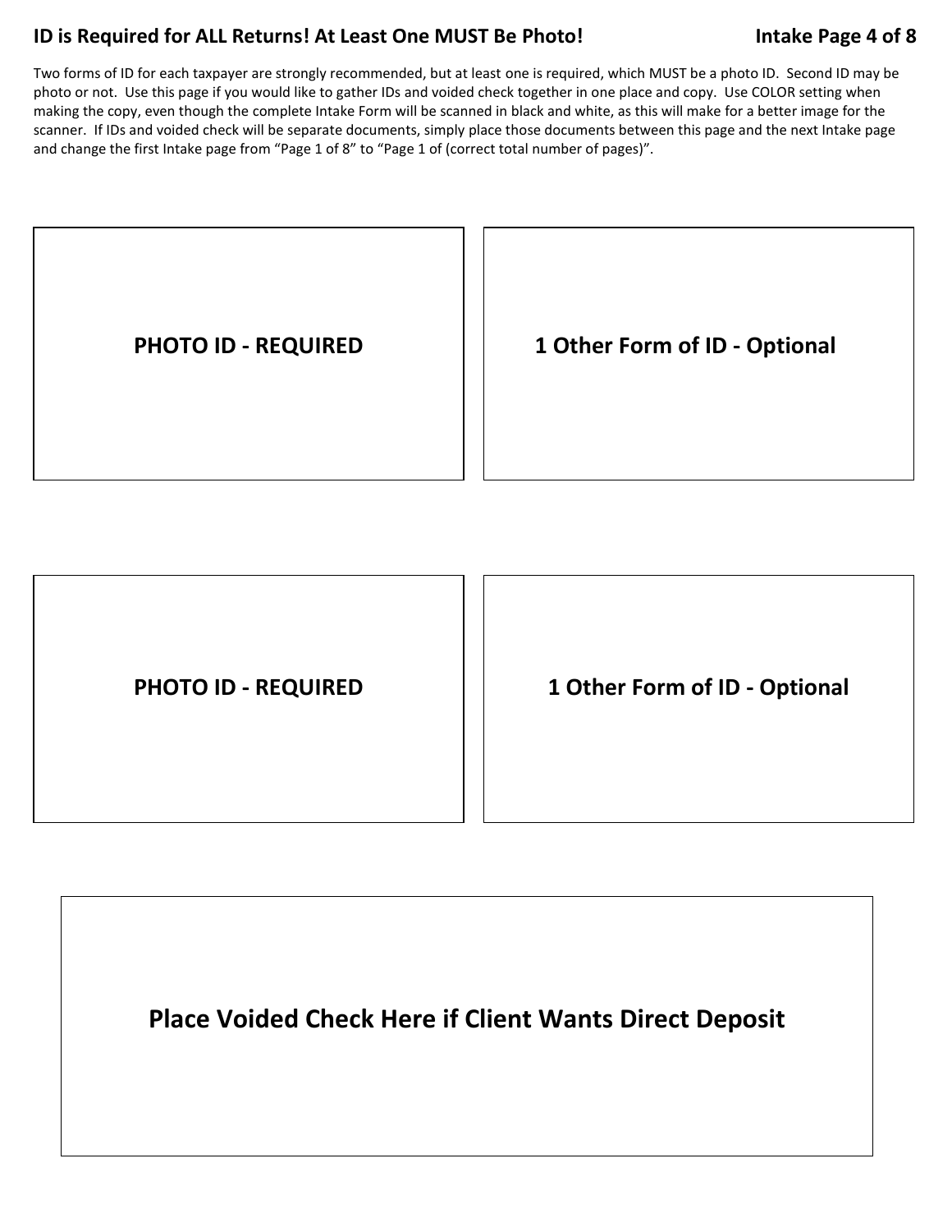## ID is Required for ALL Returns! At Least One MUST Be Photo!

**Intake Page 4 of 8**

Two forms of ID for each taxpayer are strongly recommended, but at least one is required, which MUST be a photo ID. Second ID may be photo or not. Use this page if you would like to gather IDs and voided check together in one place and copy. Use COLOR setting when making the copy, even though the complete Intake Form will be scanned in black and white, as this will make for a better image for the scanner. If IDs and voided check will be separate documents, simply place those documents between this page and the next Intake page and change the first Intake page from "Page 1 of 8" to "Page 1 of (correct total number of pages)".

| **PHOTO ID - REQUIRED** | **1 Other Form of ID - Optional** |
| --- | --- |

| **PHOTO ID - REQUIRED** | **1 Other Form of ID - Optional** |
| --- | --- |

| **Place Voided Check Here if Client Wants Direct Deposit** |
| --- |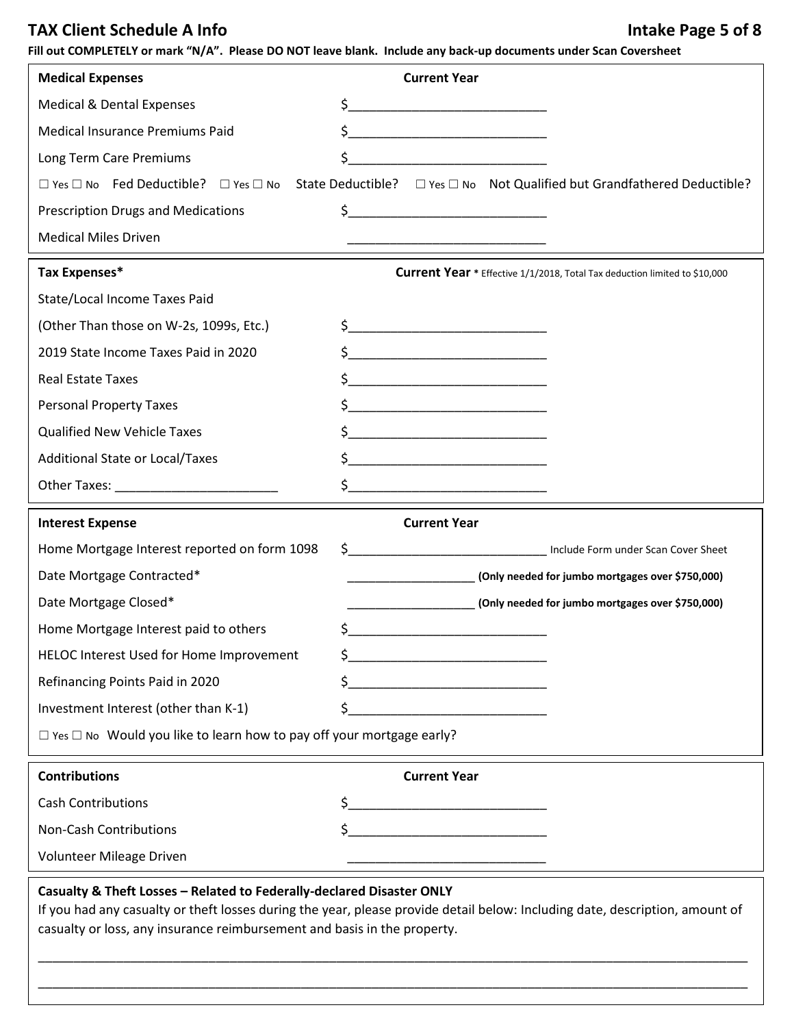## TAX Client Schedule A Info

**Intake Page 5 of 8**

**Fill out COMPLETELY or mark "N/A". Please DO NOT leave blank. Include any back-up documents under Scan Coversheet**

| **Medical Expenses** | **Current Year** |
|---|---|
| Medical & Dental Expenses | $___________________________ |
| Medical Insurance Premiums Paid | $___________________________ |
| Long Term Care Premiums | $___________________________ |

☐ Yes ☐ No Fed Deductible? ☐ Yes ☐ No State Deductible? ☐ Yes ☐ No Not Qualified but Grandfathered Deductible?

| | |
|---|---|
| Prescription Drugs and Medications | $___________________________ |
| Medical Miles Driven | ___________________________ |

| **Tax Expenses*** | **Current Year** * Effective 1/1/2018, Total Tax deduction limited to $10,000 |
|---|---|
| State/Local Income Taxes Paid (Other Than those on W-2s, 1099s, Etc.) | $___________________________ |
| 2019 State Income Taxes Paid in 2020 | $___________________________ |
| Real Estate Taxes | $___________________________ |
| Personal Property Taxes | $___________________________ |
| Qualified New Vehicle Taxes | $___________________________ |
| Additional State or Local/Taxes | $___________________________ |
| Other Taxes: ______________________ | $___________________________ |

| **Interest Expense** | **Current Year** |
|---|---|
| Home Mortgage Interest reported on form 1098 | $___________________________ Include Form under Scan Cover Sheet |
| Date Mortgage Contracted* | __________________ **(Only needed for jumbo mortgages over $750,000)** |
| Date Mortgage Closed* | __________________ **(Only needed for jumbo mortgages over $750,000)** |
| Home Mortgage Interest paid to others | $___________________________ |
| HELOC Interest Used for Home Improvement | $___________________________ |
| Refinancing Points Paid in 2020 | $___________________________ |
| Investment Interest (other than K-1) | $___________________________ |

☐ Yes ☐ No Would you like to learn how to pay off your mortgage early?

| **Contributions** | **Current Year** |
|---|---|
| Cash Contributions | $___________________________ |
| Non-Cash Contributions | $___________________________ |
| Volunteer Mileage Driven | ___________________________ |

**Casualty & Theft Losses – Related to Federally-declared Disaster ONLY**

If you had any casualty or theft losses during the year, please provide detail below: Including date, description, amount of casualty or loss, any insurance reimbursement and basis in the property.

_____________________________________________________________________________________________

_____________________________________________________________________________________________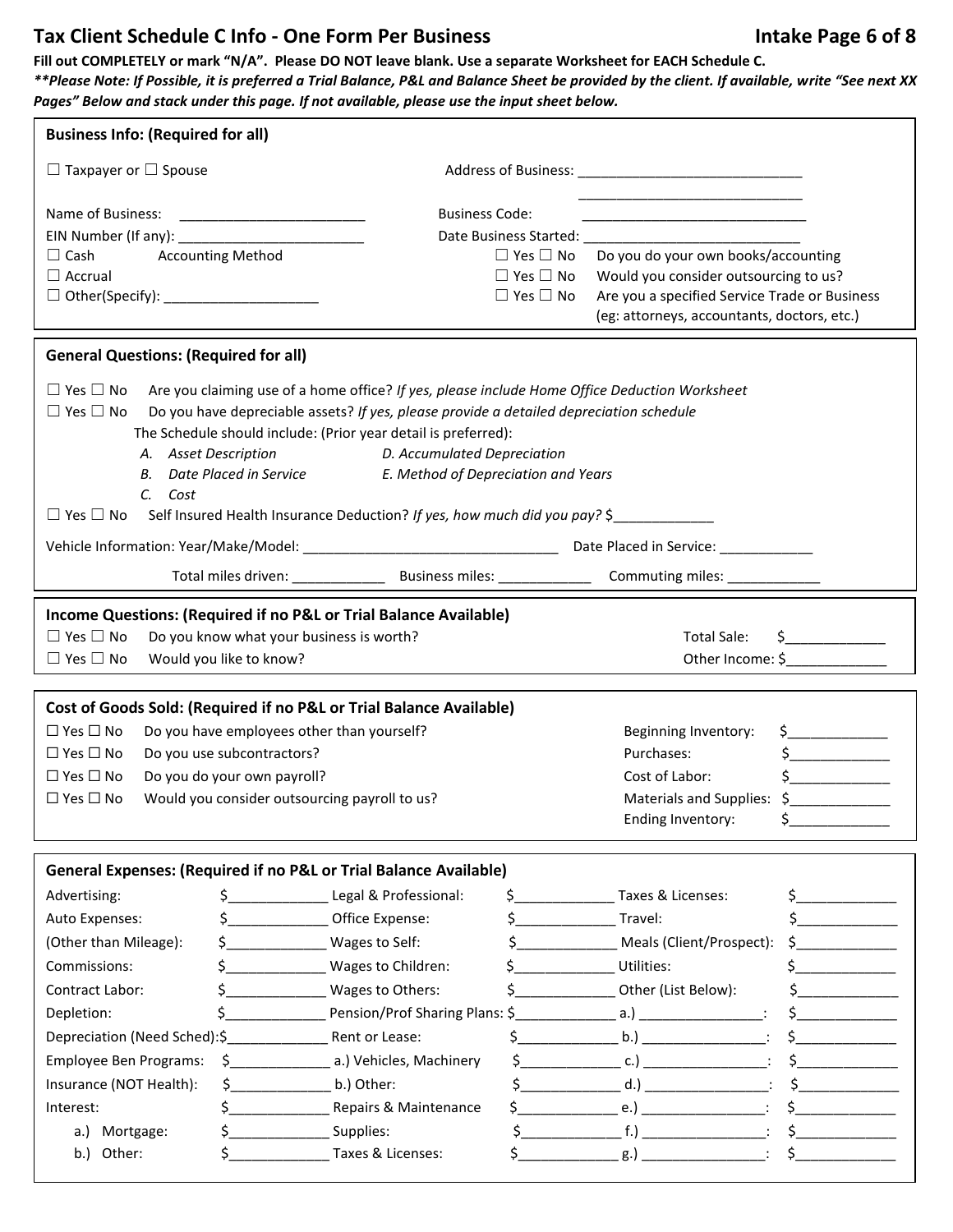# Tax Client Schedule C Info - One Form Per Business

**Intake Page 6 of 8**

**Fill out COMPLETELY or mark "N/A". Please DO NOT leave blank. Use a separate Worksheet for EACH Schedule C.**

***\*\*Please Note: If Possible, it is preferred a Trial Balance, P&L and Balance Sheet be provided by the client. If available, write "See next XX Pages" Below and stack under this page. If not available, please use the input sheet below.***

## Business Info: (Required for all)

☐ Taxpayer or ☐ Spouse

Address of Business: ______________________________
______________________________

Name of Business: _________________________

Business Code: ______________________________

EIN Number (If any): _________________________

Date Business Started: ______________________________

Accounting Method:
☐ Cash
☐ Accrual
☐ Other(Specify): ____________________

☐ Yes ☐ No Do you do your own books/accounting

☐ Yes ☐ No Would you consider outsourcing to us?

☐ Yes ☐ No Are you a specified Service Trade or Business (eg: attorneys, accountants, doctors, etc.)

## General Questions: (Required for all)

☐ Yes ☐ No Are you claiming use of a home office? *If yes, please include Home Office Deduction Worksheet*

☐ Yes ☐ No Do you have depreciable assets? *If yes, please provide a detailed depreciation schedule*

The Schedule should include: (Prior year detail is preferred):

- *A. Asset Description*
- *B. Date Placed in Service*
- *C. Cost*
- *D. Accumulated Depreciation*
- *E. Method of Depreciation and Years*

☐ Yes ☐ No Self Insured Health Insurance Deduction? *If yes, how much did you pay?* $_____________

Vehicle Information: Year/Make/Model: _________________________________ Date Placed in Service: ____________

Total miles driven: ____________ Business miles: ____________ Commuting miles: ____________

## Income Questions: (Required if no P&L or Trial Balance Available)

☐ Yes ☐ No Do you know what your business is worth?

☐ Yes ☐ No Would you like to know?

Total Sale: $_____________

Other Income: $_____________

## Cost of Goods Sold: (Required if no P&L or Trial Balance Available)

☐ Yes ☐ No Do you have employees other than yourself?

☐ Yes ☐ No Do you use subcontractors?

☐ Yes ☐ No Do you do your own payroll?

☐ Yes ☐ No Would you consider outsourcing payroll to us?

| | |
|---|---|
| Beginning Inventory: | $_____________ |
| Purchases: | $_____________ |
| Cost of Labor: | $_____________ |
| Materials and Supplies: | $_____________ |
| Ending Inventory: | $_____________ |

## General Expenses: (Required if no P&L or Trial Balance Available)

| | | | | | |
|---|---|---|---|---|---|
| Advertising: | $_____________ | Legal & Professional: | $_____________ | Taxes & Licenses: | $_____________ |
| Auto Expenses: | $_____________ | Office Expense: | $_____________ | Travel: | $_____________ |
| (Other than Mileage): | $_____________ | Wages to Self: | $_____________ | Meals (Client/Prospect): | $_____________ |
| Commissions: | $_____________ | Wages to Children: | $_____________ | Utilities: | $_____________ |
| Contract Labor: | $_____________ | Wages to Others: | $_____________ | Other (List Below): | $_____________ |
| Depletion: | $_____________ | Pension/Prof Sharing Plans: | $_____________ | a.) ________________: | $_____________ |
| Depreciation (Need Sched): | $_____________ | Rent or Lease: | $_____________ | b.) ________________: | $_____________ |
| Employee Ben Programs: | $_____________ | a.) Vehicles, Machinery | $_____________ | c.) ________________: | $_____________ |
| Insurance (NOT Health): | $_____________ | b.) Other: | $_____________ | d.) ________________: | $_____________ |
| Interest: | $_____________ | Repairs & Maintenance | $_____________ | e.) ________________: | $_____________ |
| a.) Mortgage: | $_____________ | Supplies: | $_____________ | f.) ________________: | $_____________ |
| b.) Other: | $_____________ | Taxes & Licenses: | $_____________ | g.) ________________: | $_____________ |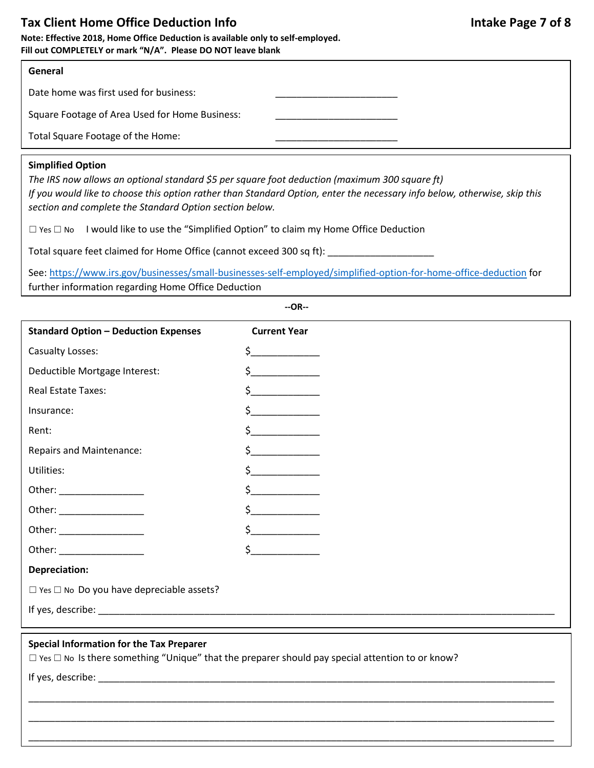# Tax Client Home Office Deduction Info

**Intake Page 7 of 8**

**Note: Effective 2018, Home Office Deduction is available only to self-employed.**
**Fill out COMPLETELY or mark "N/A". Please DO NOT leave blank**

## General

Date home was first used for business: ________________________

Square Footage of Area Used for Home Business: ________________________

Total Square Footage of the Home: ________________________

## Simplified Option

*The IRS now allows an optional standard $5 per square foot deduction (maximum 300 square ft)*
*If you would like to choose this option rather than Standard Option, enter the necessary info below, otherwise, skip this section and complete the Standard Option section below.*

☐ Yes ☐ No I would like to use the "Simplified Option" to claim my Home Office Deduction

Total square feet claimed for Home Office (cannot exceed 300 sq ft): ____________________

See: https://www.irs.gov/businesses/small-businesses-self-employed/simplified-option-for-home-office-deduction for further information regarding Home Office Deduction

--OR--

| **Standard Option – Deduction Expenses** | **Current Year** |
|---|---|
| Casualty Losses: | $_____________ |
| Deductible Mortgage Interest: | $_____________ |
| Real Estate Taxes: | $_____________ |
| Insurance: | $_____________ |
| Rent: | $_____________ |
| Repairs and Maintenance: | $_____________ |
| Utilities: | $_____________ |
| Other: ________________ | $_____________ |
| Other: ________________ | $_____________ |
| Other: ________________ | $_____________ |
| Other: ________________ | $_____________ |

**Depreciation:**

☐ Yes ☐ No Do you have depreciable assets?

If yes, describe: ____________________________________________________________________________________________

## Special Information for the Tax Preparer

☐ Yes ☐ No Is there something "Unique" that the preparer should pay special attention to or know?

If yes, describe: ____________________________________________________________________________________________

______________________________________________________________________________________________________

______________________________________________________________________________________________________

______________________________________________________________________________________________________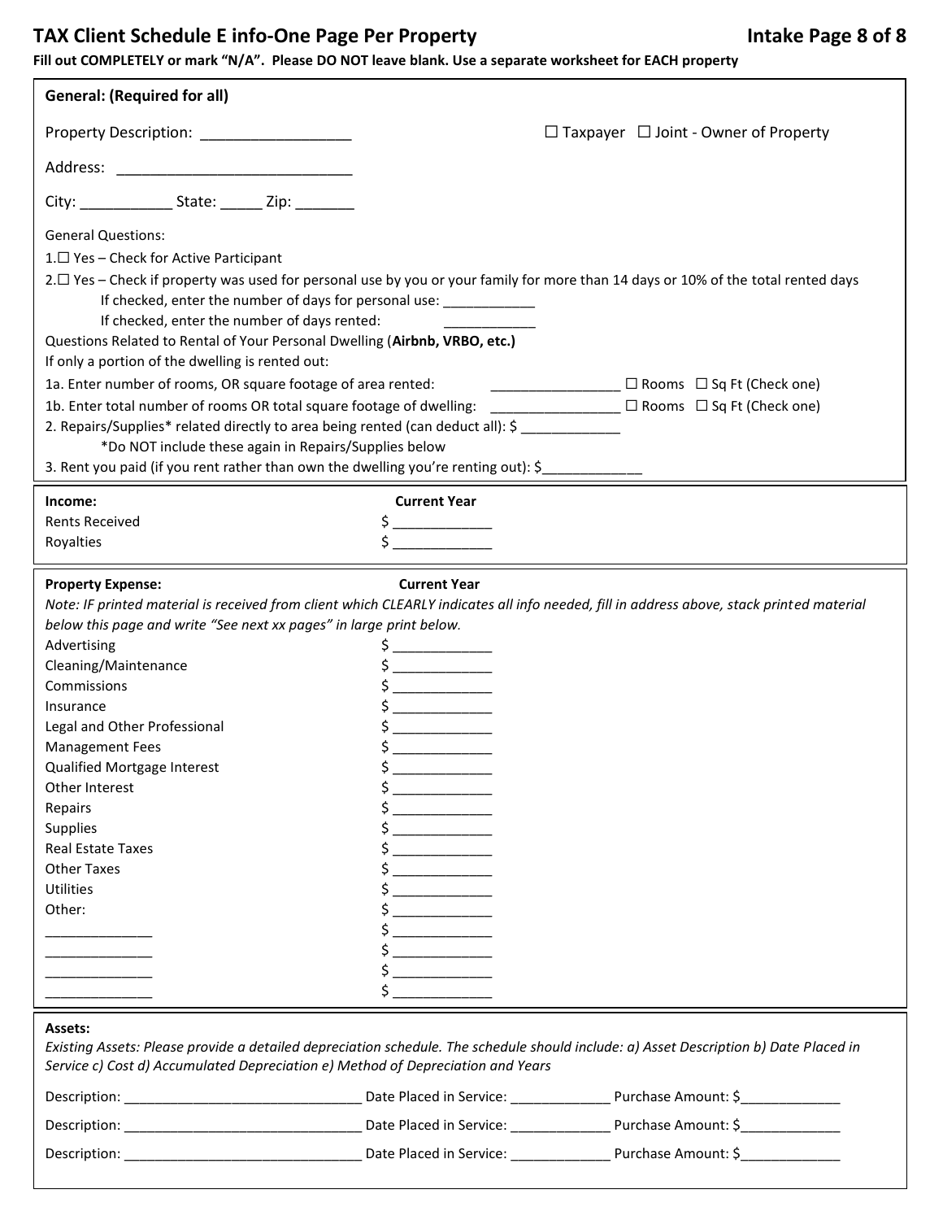# TAX Client Schedule E info-One Page Per Property

Intake Page 8 of 8

**Fill out COMPLETELY or mark "N/A". Please DO NOT leave blank. Use a separate worksheet for EACH property**

## General: (Required for all)

Property Description: __________________ ☐ Taxpayer ☐ Joint - Owner of Property

Address: ____________________________

City: ___________ State: _____ Zip: _______

General Questions:

1.☐ Yes – Check for Active Participant

2.☐ Yes – Check if property was used for personal use by you or your family for more than 14 days or 10% of the total rented days

If checked, enter the number of days for personal use: ____________

If checked, enter the number of days rented: ____________

Questions Related to Rental of Your Personal Dwelling (**Airbnb, VRBO, etc.**)

If only a portion of the dwelling is rented out:

1a. Enter number of rooms, OR square footage of area rented: ________________ ☐ Rooms ☐ Sq Ft (Check one)

1b. Enter total number of rooms OR total square footage of dwelling: ________________ ☐ Rooms ☐ Sq Ft (Check one)

2. Repairs/Supplies* related directly to area being rented (can deduct all): $ _____________

*Do NOT include these again in Repairs/Supplies below

3. Rent you paid (if you rent rather than own the dwelling you're renting out): $_____________

## Income:

| Income: | Current Year |
|---|---|
| Rents Received | $ ____________ |
| Royalties | $ ____________ |

## Property Expense:

*Note: IF printed material is received from client which CLEARLY indicates all info needed, fill in address above, stack printed material below this page and write "See next xx pages" in large print below.*

| Property Expense: | Current Year |
|---|---|
| Advertising | $ ____________ |
| Cleaning/Maintenance | $ ____________ |
| Commissions | $ ____________ |
| Insurance | $ ____________ |
| Legal and Other Professional | $ ____________ |
| Management Fees | $ ____________ |
| Qualified Mortgage Interest | $ ____________ |
| Other Interest | $ ____________ |
| Repairs | $ ____________ |
| Supplies | $ ____________ |
| Real Estate Taxes | $ ____________ |
| Other Taxes | $ ____________ |
| Utilities | $ ____________ |
| Other: | $ ____________ |
| _____________ | $ ____________ |
| _____________ | $ ____________ |
| _____________ | $ ____________ |
| _____________ | $ ____________ |

## Assets:

*Existing Assets: Please provide a detailed depreciation schedule. The schedule should include: a) Asset Description b) Date Placed in Service c) Cost d) Accumulated Depreciation e) Method of Depreciation and Years*

Description: ______________________________ Date Placed in Service: _____________ Purchase Amount: $_____________

Description: ______________________________ Date Placed in Service: _____________ Purchase Amount: $_____________

Description: ______________________________ Date Placed in Service: _____________ Purchase Amount: $_____________